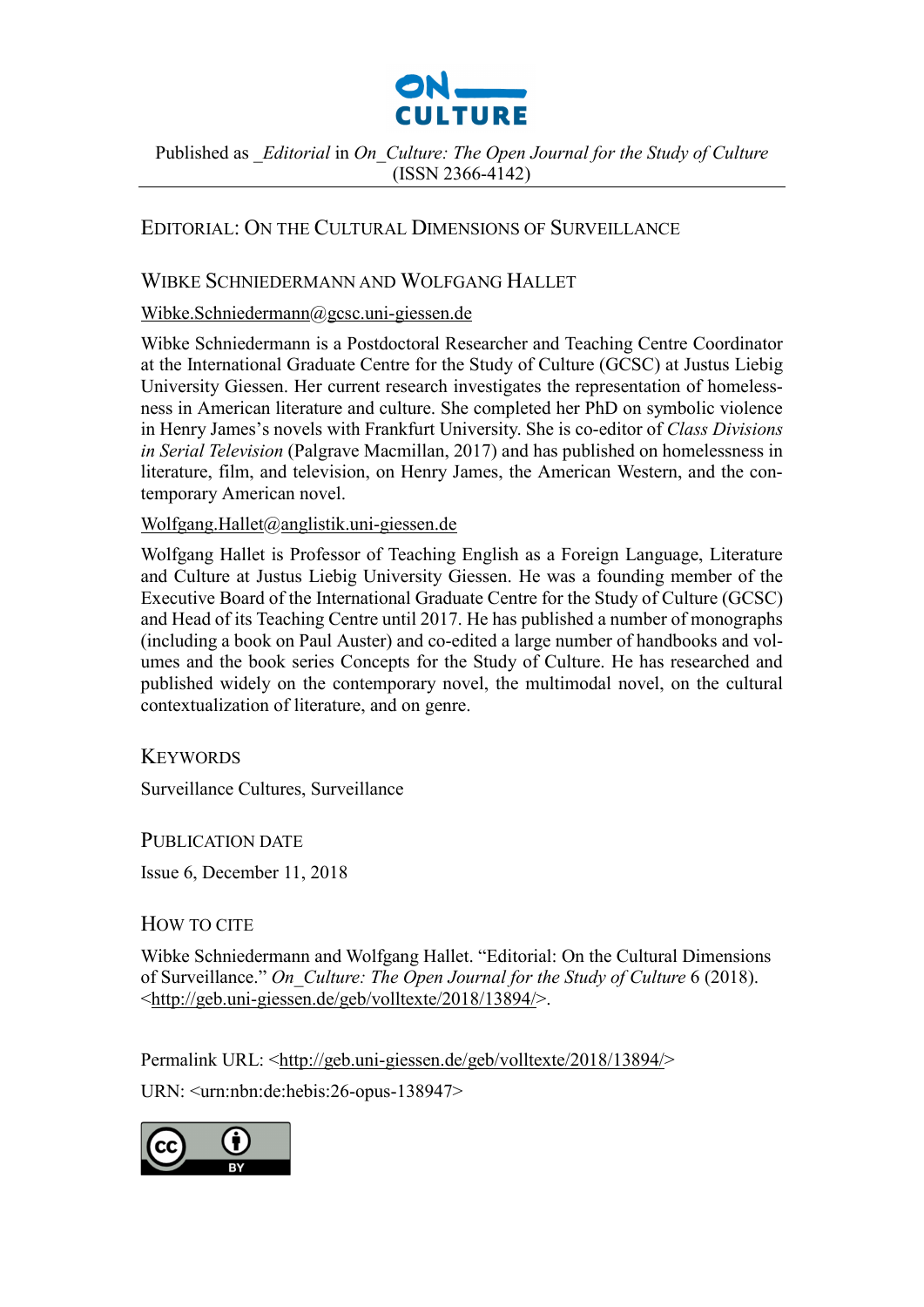ON_ CULTURE

Published as _*Editorial* in *On_Culture: The Open Journal for the Study of Culture* (ISSN 2366-4142)

# Editorial: On the Cultural Dimensions of Surveillance

## Wibke Schniedermann and Wolfgang Hallet

Wibke.Schniedermann@gcsc.uni-giessen.de

Wibke Schniedermann is a Postdoctoral Researcher and Teaching Centre Coordinator at the International Graduate Centre for the Study of Culture (GCSC) at Justus Liebig University Giessen. Her current research investigates the representation of homelessness in American literature and culture. She completed her PhD on symbolic violence in Henry James's novels with Frankfurt University. She is co-editor of *Class Divisions in Serial Television* (Palgrave Macmillan, 2017) and has published on homelessness in literature, film, and television, on Henry James, the American Western, and the contemporary American novel.

Wolfgang.Hallet@anglistik.uni-giessen.de

Wolfgang Hallet is Professor of Teaching English as a Foreign Language, Literature and Culture at Justus Liebig University Giessen. He was a founding member of the Executive Board of the International Graduate Centre for the Study of Culture (GCSC) and Head of its Teaching Centre until 2017. He has published a number of monographs (including a book on Paul Auster) and co-edited a large number of handbooks and volumes and the book series Concepts for the Study of Culture. He has researched and published widely on the contemporary novel, the multimodal novel, on the cultural contextualization of literature, and on genre.

## Keywords

Surveillance Cultures, Surveillance

## Publication Date

Issue 6, December 11, 2018

## How to Cite

Wibke Schniedermann and Wolfgang Hallet. "Editorial: On the Cultural Dimensions of Surveillance." *On_Culture: The Open Journal for the Study of Culture* 6 (2018). <http://geb.uni-giessen.de/geb/volltexte/2018/13894/>.

Permalink URL: <http://geb.uni-giessen.de/geb/volltexte/2018/13894/>

URN: <urn:nbn:de:hebis:26-opus-138947>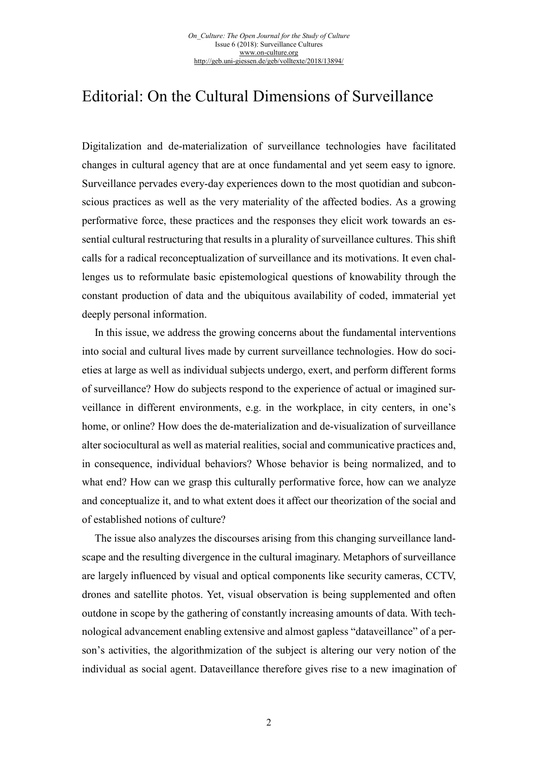# Editorial: On the Cultural Dimensions of Surveillance

Digitalization and de-materialization of surveillance technologies have facilitated changes in cultural agency that are at once fundamental and yet seem easy to ignore. Surveillance pervades every-day experiences down to the most quotidian and subconscious practices as well as the very materiality of the affected bodies. As a growing performative force, these practices and the responses they elicit work towards an essential cultural restructuring that results in a plurality of surveillance cultures. This shift calls for a radical reconceptualization of surveillance and its motivations. It even challenges us to reformulate basic epistemological questions of knowability through the constant production of data and the ubiquitous availability of coded, immaterial yet deeply personal information.

In this issue, we address the growing concerns about the fundamental interventions into social and cultural lives made by current surveillance technologies. How do societies at large as well as individual subjects undergo, exert, and perform different forms of surveillance? How do subjects respond to the experience of actual or imagined surveillance in different environments, e.g. in the workplace, in city centers, in one's home, or online? How does the de-materialization and de-visualization of surveillance alter sociocultural as well as material realities, social and communicative practices and, in consequence, individual behaviors? Whose behavior is being normalized, and to what end? How can we grasp this culturally performative force, how can we analyze and conceptualize it, and to what extent does it affect our theorization of the social and of established notions of culture?

The issue also analyzes the discourses arising from this changing surveillance landscape and the resulting divergence in the cultural imaginary. Metaphors of surveillance are largely influenced by visual and optical components like security cameras, CCTV, drones and satellite photos. Yet, visual observation is being supplemented and often outdone in scope by the gathering of constantly increasing amounts of data. With technological advancement enabling extensive and almost gapless "dataveillance" of a person's activities, the algorithmization of the subject is altering our very notion of the individual as social agent. Dataveillance therefore gives rise to a new imagination of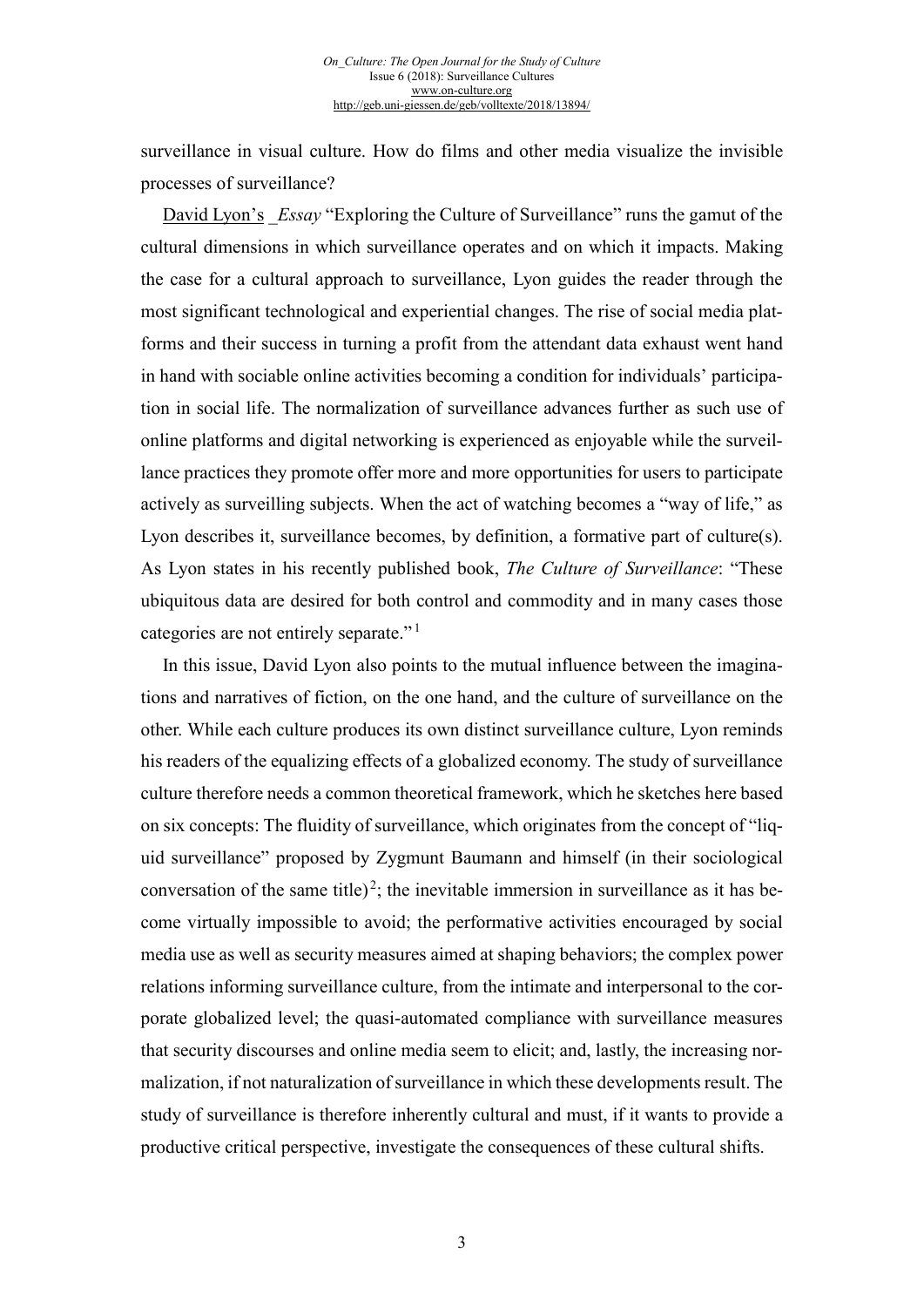surveillance in visual culture. How do films and other media visualize the invisible processes of surveillance?

David Lyon's _*Essay* "Exploring the Culture of Surveillance" runs the gamut of the cultural dimensions in which surveillance operates and on which it impacts. Making the case for a cultural approach to surveillance, Lyon guides the reader through the most significant technological and experiential changes. The rise of social media platforms and their success in turning a profit from the attendant data exhaust went hand in hand with sociable online activities becoming a condition for individuals' participation in social life. The normalization of surveillance advances further as such use of online platforms and digital networking is experienced as enjoyable while the surveillance practices they promote offer more and more opportunities for users to participate actively as surveilling subjects. When the act of watching becomes a "way of life," as Lyon describes it, surveillance becomes, by definition, a formative part of culture(s). As Lyon states in his recently published book, *The Culture of Surveillance*: "These ubiquitous data are desired for both control and commodity and in many cases those categories are not entirely separate."[1]

In this issue, David Lyon also points to the mutual influence between the imaginations and narratives of fiction, on the one hand, and the culture of surveillance on the other. While each culture produces its own distinct surveillance culture, Lyon reminds his readers of the equalizing effects of a globalized economy. The study of surveillance culture therefore needs a common theoretical framework, which he sketches here based on six concepts: The fluidity of surveillance, which originates from the concept of "liquid surveillance" proposed by Zygmunt Baumann and himself (in their sociological conversation of the same title)[2]; the inevitable immersion in surveillance as it has become virtually impossible to avoid; the performative activities encouraged by social media use as well as security measures aimed at shaping behaviors; the complex power relations informing surveillance culture, from the intimate and interpersonal to the corporate globalized level; the quasi-automated compliance with surveillance measures that security discourses and online media seem to elicit; and, lastly, the increasing normalization, if not naturalization of surveillance in which these developments result. The study of surveillance is therefore inherently cultural and must, if it wants to provide a productive critical perspective, investigate the consequences of these cultural shifts.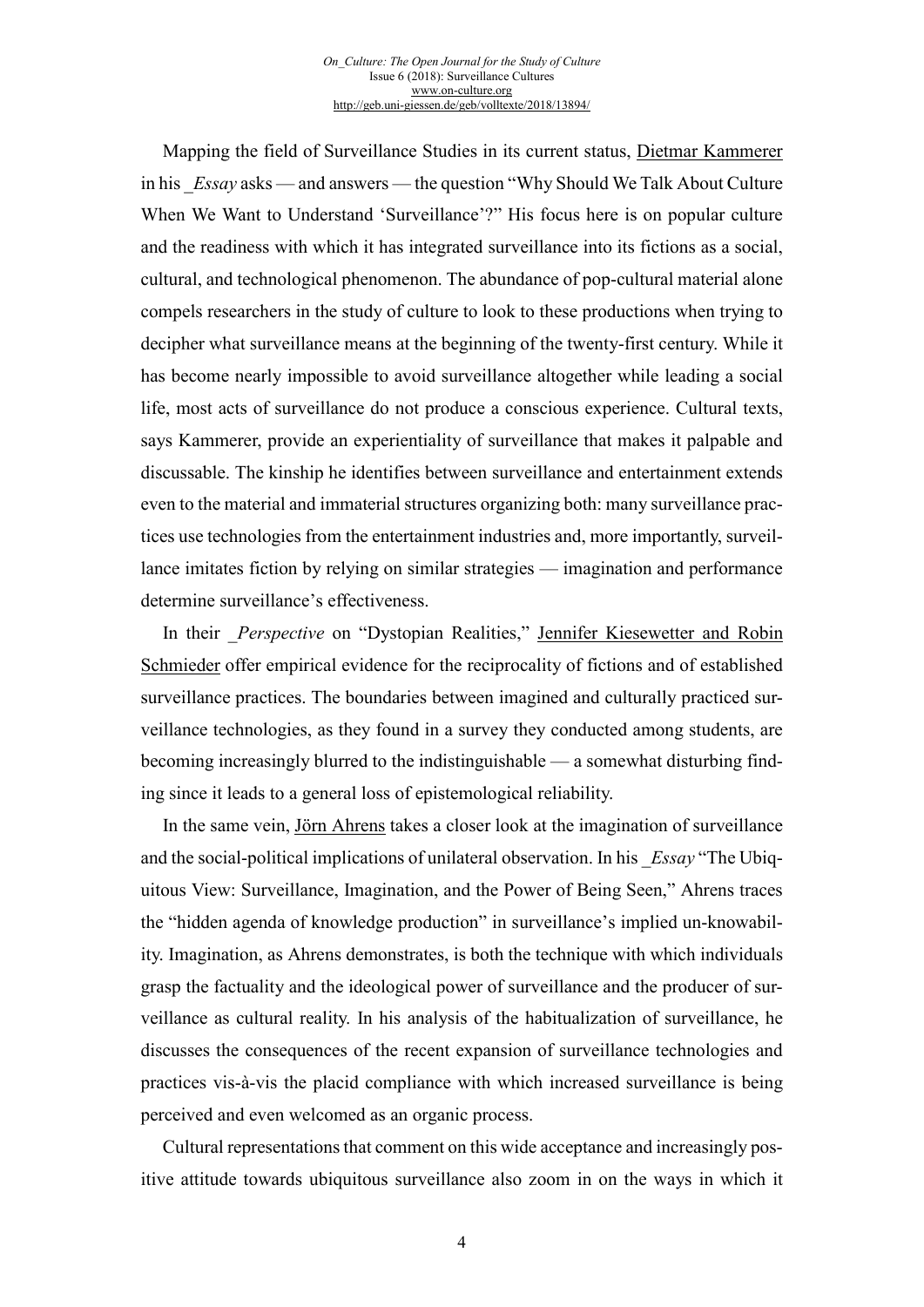Mapping the field of Surveillance Studies in its current status, Dietmar Kammerer in his _*Essay* asks — and answers — the question "Why Should We Talk About Culture When We Want to Understand 'Surveillance'?" His focus here is on popular culture and the readiness with which it has integrated surveillance into its fictions as a social, cultural, and technological phenomenon. The abundance of pop-cultural material alone compels researchers in the study of culture to look to these productions when trying to decipher what surveillance means at the beginning of the twenty-first century. While it has become nearly impossible to avoid surveillance altogether while leading a social life, most acts of surveillance do not produce a conscious experience. Cultural texts, says Kammerer, provide an experientiality of surveillance that makes it palpable and discussable. The kinship he identifies between surveillance and entertainment extends even to the material and immaterial structures organizing both: many surveillance practices use technologies from the entertainment industries and, more importantly, surveillance imitates fiction by relying on similar strategies — imagination and performance determine surveillance's effectiveness.

In their _*Perspective* on "Dystopian Realities," Jennifer Kiesewetter and Robin Schmieder offer empirical evidence for the reciprocality of fictions and of established surveillance practices. The boundaries between imagined and culturally practiced surveillance technologies, as they found in a survey they conducted among students, are becoming increasingly blurred to the indistinguishable — a somewhat disturbing finding since it leads to a general loss of epistemological reliability.

In the same vein, Jörn Ahrens takes a closer look at the imagination of surveillance and the social-political implications of unilateral observation. In his _*Essay* "The Ubiquitous View: Surveillance, Imagination, and the Power of Being Seen," Ahrens traces the "hidden agenda of knowledge production" in surveillance's implied un-knowability. Imagination, as Ahrens demonstrates, is both the technique with which individuals grasp the factuality and the ideological power of surveillance and the producer of surveillance as cultural reality. In his analysis of the habitualization of surveillance, he discusses the consequences of the recent expansion of surveillance technologies and practices vis-à-vis the placid compliance with which increased surveillance is being perceived and even welcomed as an organic process.

Cultural representations that comment on this wide acceptance and increasingly positive attitude towards ubiquitous surveillance also zoom in on the ways in which it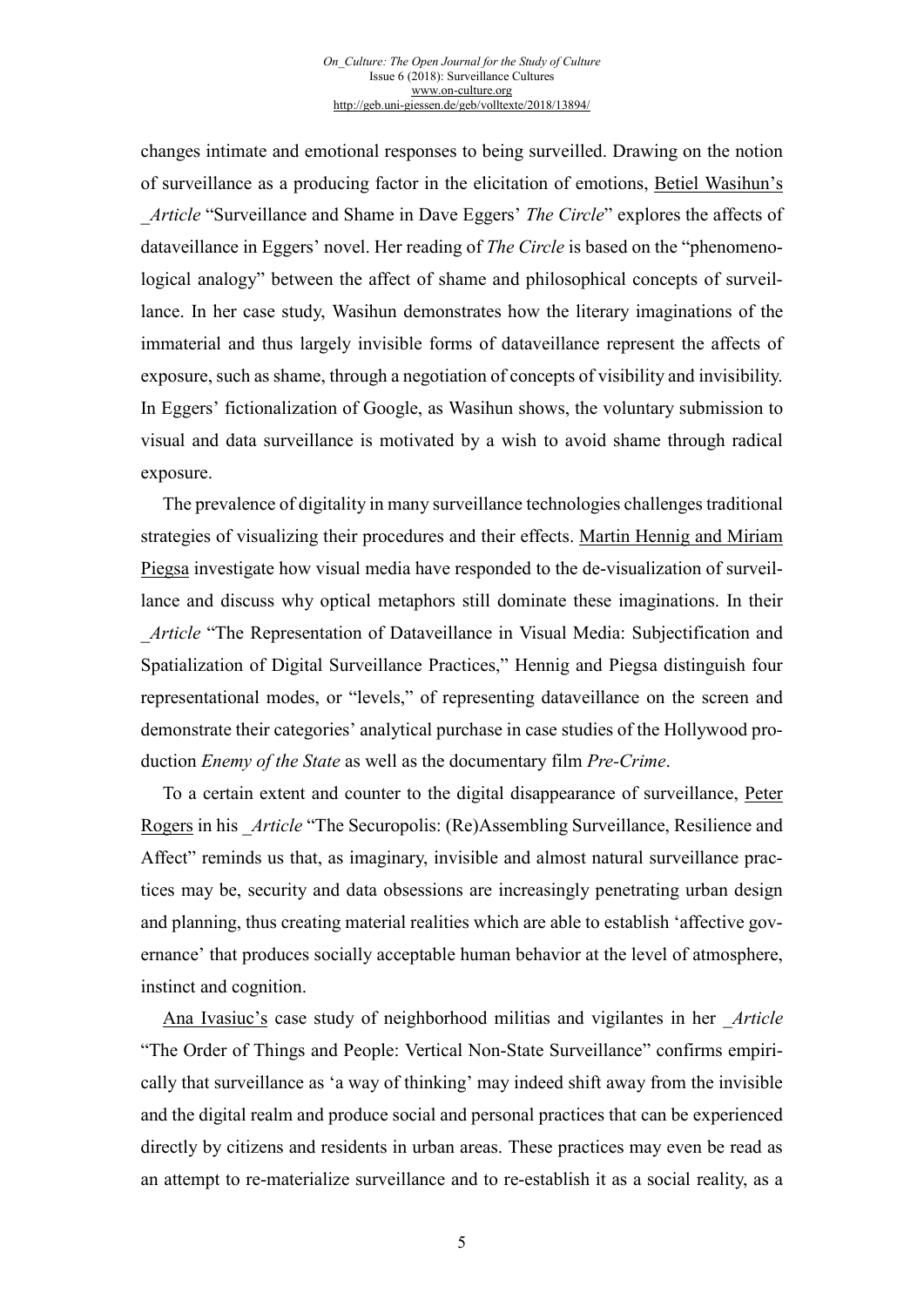changes intimate and emotional responses to being surveilled. Drawing on the notion of surveillance as a producing factor in the elicitation of emotions, Betiel Wasihun's _Article "Surveillance and Shame in Dave Eggers' *The Circle*" explores the affects of dataveillance in Eggers' novel. Her reading of *The Circle* is based on the "phenomenological analogy" between the affect of shame and philosophical concepts of surveillance. In her case study, Wasihun demonstrates how the literary imaginations of the immaterial and thus largely invisible forms of dataveillance represent the affects of exposure, such as shame, through a negotiation of concepts of visibility and invisibility. In Eggers' fictionalization of Google, as Wasihun shows, the voluntary submission to visual and data surveillance is motivated by a wish to avoid shame through radical exposure.

The prevalence of digitality in many surveillance technologies challenges traditional strategies of visualizing their procedures and their effects. Martin Hennig and Miriam Piegsa investigate how visual media have responded to the de-visualization of surveillance and discuss why optical metaphors still dominate these imaginations. In their _Article "The Representation of Dataveillance in Visual Media: Subjectification and Spatialization of Digital Surveillance Practices," Hennig and Piegsa distinguish four representational modes, or "levels," of representing dataveillance on the screen and demonstrate their categories' analytical purchase in case studies of the Hollywood production *Enemy of the State* as well as the documentary film *Pre-Crime*.

To a certain extent and counter to the digital disappearance of surveillance, Peter Rogers in his _Article "The Securopolis: (Re)Assembling Surveillance, Resilience and Affect" reminds us that, as imaginary, invisible and almost natural surveillance practices may be, security and data obsessions are increasingly penetrating urban design and planning, thus creating material realities which are able to establish 'affective governance' that produces socially acceptable human behavior at the level of atmosphere, instinct and cognition.

Ana Ivasiuc's case study of neighborhood militias and vigilantes in her _Article "The Order of Things and People: Vertical Non-State Surveillance" confirms empirically that surveillance as 'a way of thinking' may indeed shift away from the invisible and the digital realm and produce social and personal practices that can be experienced directly by citizens and residents in urban areas. These practices may even be read as an attempt to re-materialize surveillance and to re-establish it as a social reality, as a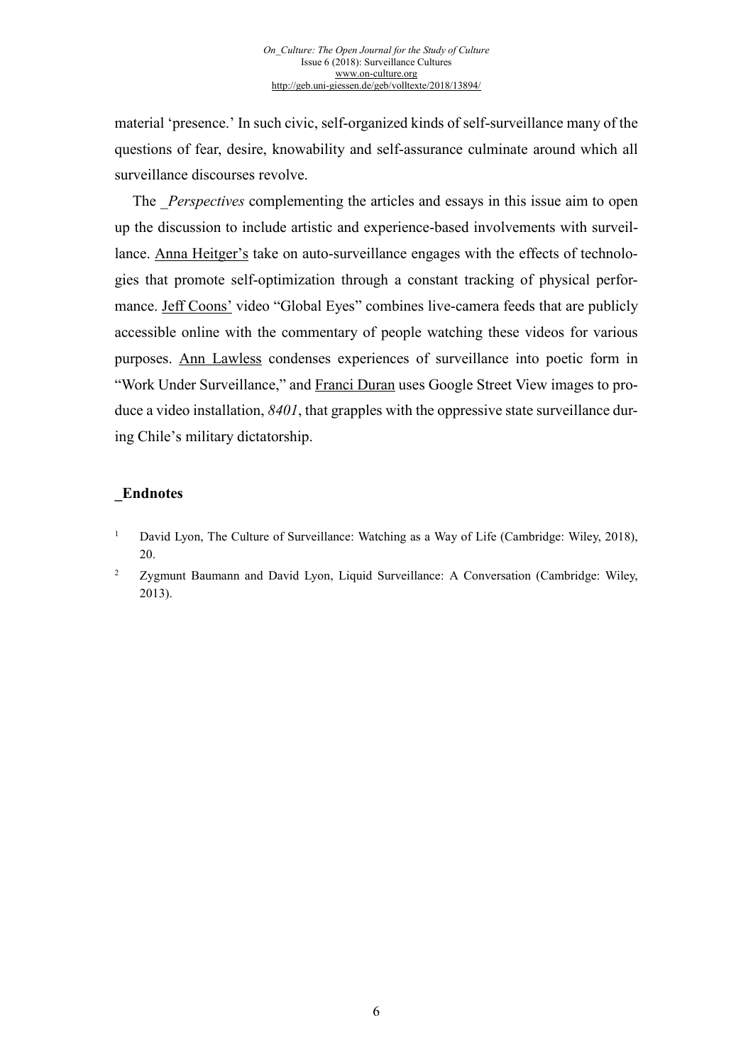material 'presence.' In such civic, self-organized kinds of self-surveillance many of the questions of fear, desire, knowability and self-assurance culminate around which all surveillance discourses revolve.

The *_Perspectives* complementing the articles and essays in this issue aim to open up the discussion to include artistic and experience-based involvements with surveillance. Anna Heitger's take on auto-surveillance engages with the effects of technologies that promote self-optimization through a constant tracking of physical performance. Jeff Coons' video "Global Eyes" combines live-camera feeds that are publicly accessible online with the commentary of people watching these videos for various purposes. Ann Lawless condenses experiences of surveillance into poetic form in "Work Under Surveillance," and Franci Duran uses Google Street View images to produce a video installation, *8401*, that grapples with the oppressive state surveillance during Chile's military dictatorship.

## _Endnotes

[1] David Lyon, The Culture of Surveillance: Watching as a Way of Life (Cambridge: Wiley, 2018), 20.

[2] Zygmunt Baumann and David Lyon, Liquid Surveillance: A Conversation (Cambridge: Wiley, 2013).